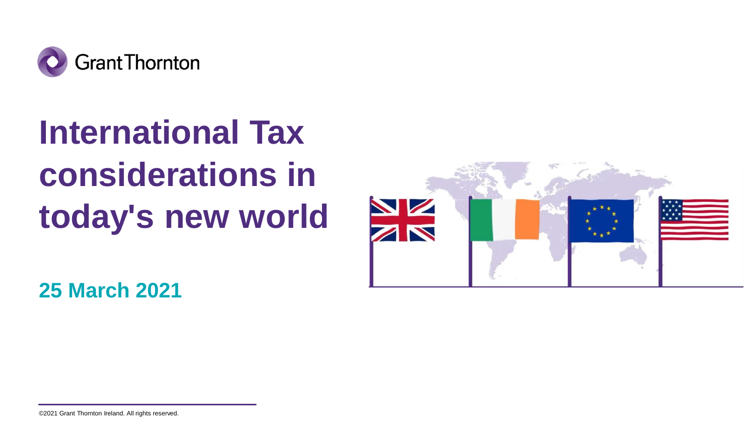Grant Thornton

# International Tax considerations in today's new world

**25 March 2021**

©2021 Grant Thornton Ireland. All rights reserved.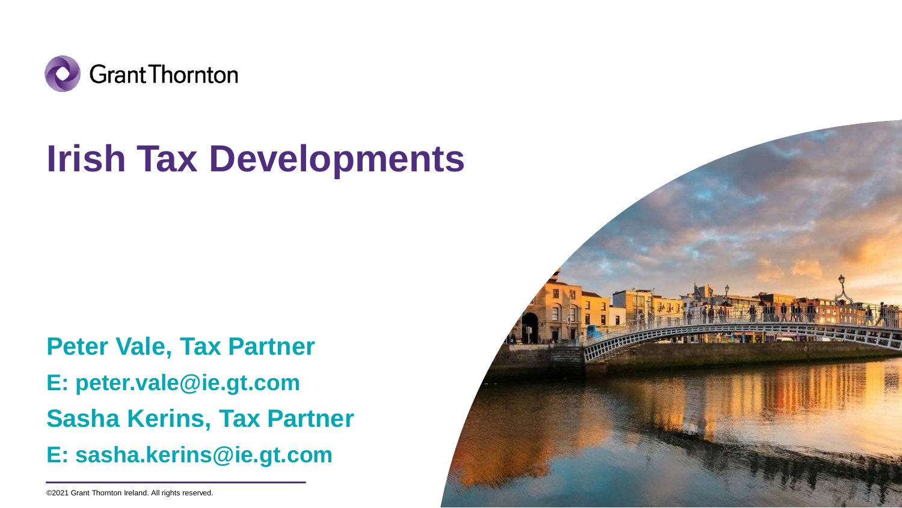# Irish Tax Developments

**Peter Vale, Tax Partner**

**E: peter.vale@ie.gt.com**

**Sasha Kerins, Tax Partner**

**E: sasha.kerins@ie.gt.com**

©2021 Grant Thornton Ireland. All rights reserved.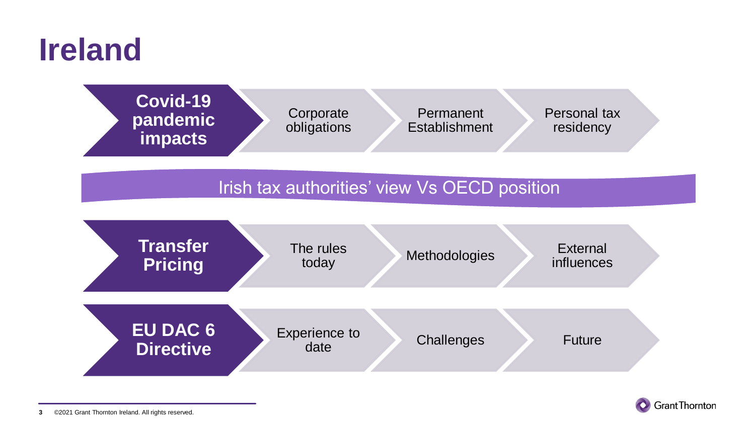# Ireland

## Covid-19 pandemic impacts

- Corporate obligations
- Permanent Establishment
- Personal tax residency

**Irish tax authorities' view Vs OECD position**

## Transfer Pricing

- The rules today
- Methodologies
- External influences

## EU DAC 6 Directive

- Experience to date
- Challenges
- Future

©2021 Grant Thornton Ireland. All rights reserved.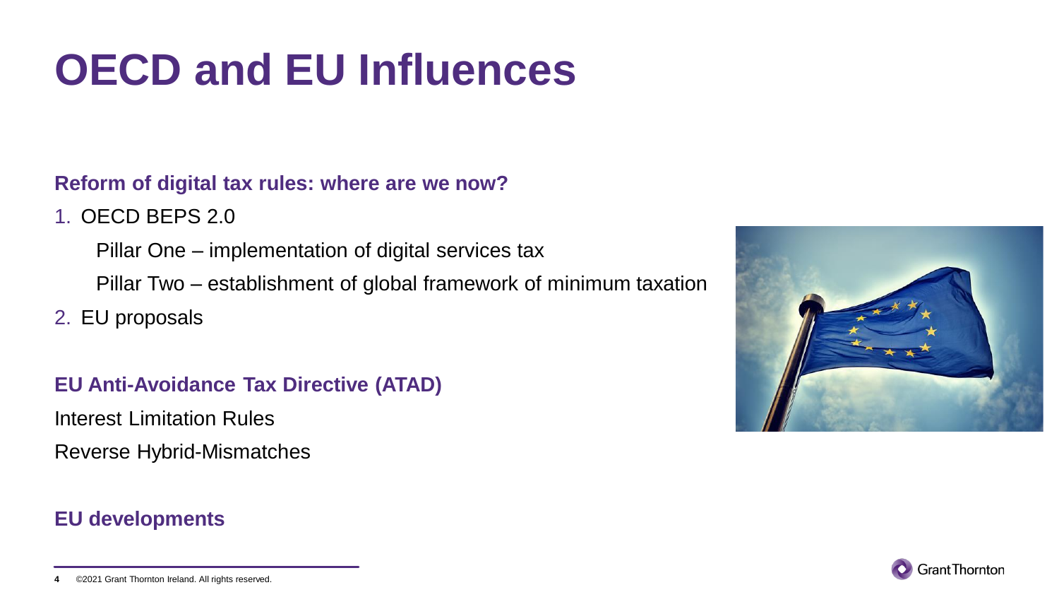# OECD and EU Influences

**Reform of digital tax rules: where are we now?**

1. OECD BEPS 2.0
   - Pillar One – implementation of digital services tax
   - Pillar Two – establishment of global framework of minimum taxation
2. EU proposals

**EU Anti-Avoidance Tax Directive (ATAD)**

Interest Limitation Rules

Reverse Hybrid-Mismatches

**EU developments**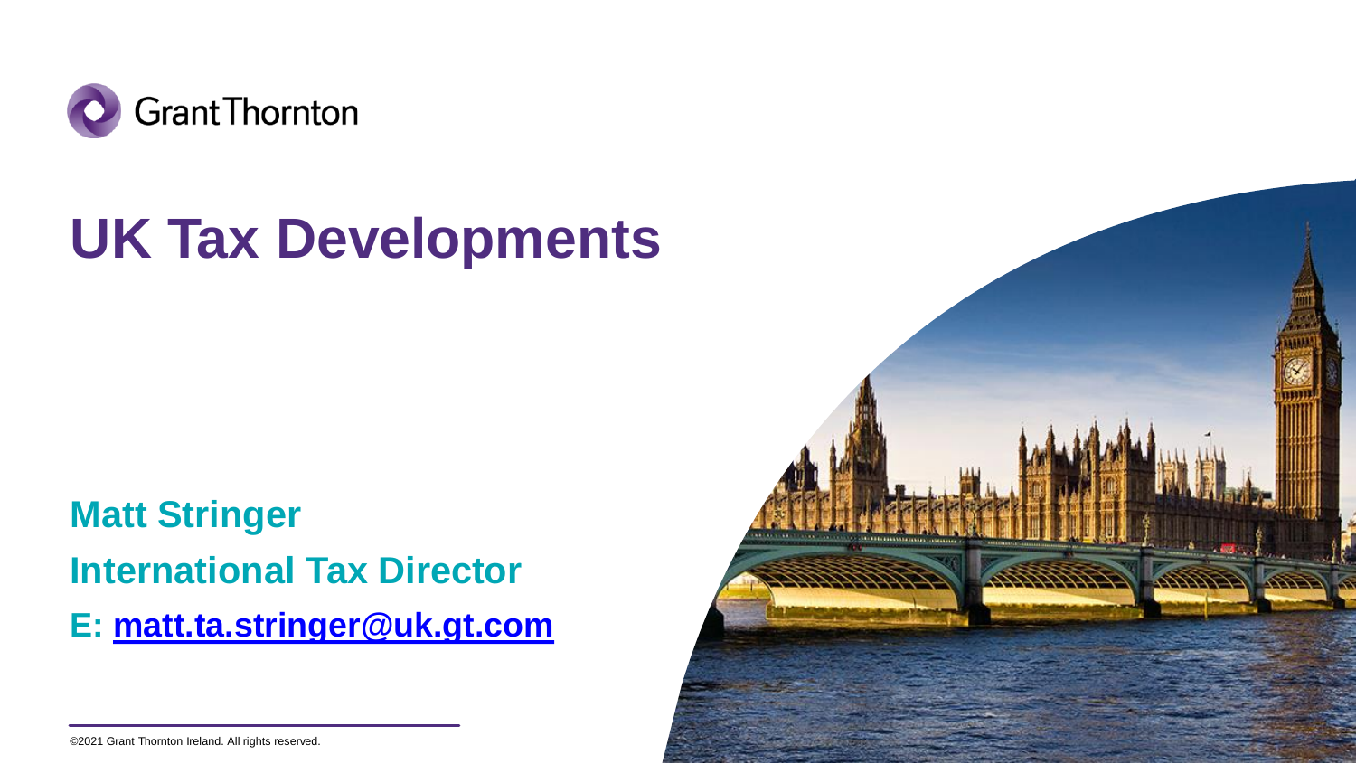# UK Tax Developments

**Matt Stringer**

**International Tax Director**

**E: [matt.ta.stringer@uk.gt.com](mailto:matt.ta.stringer@uk.gt.com)**

©2021 Grant Thornton Ireland. All rights reserved.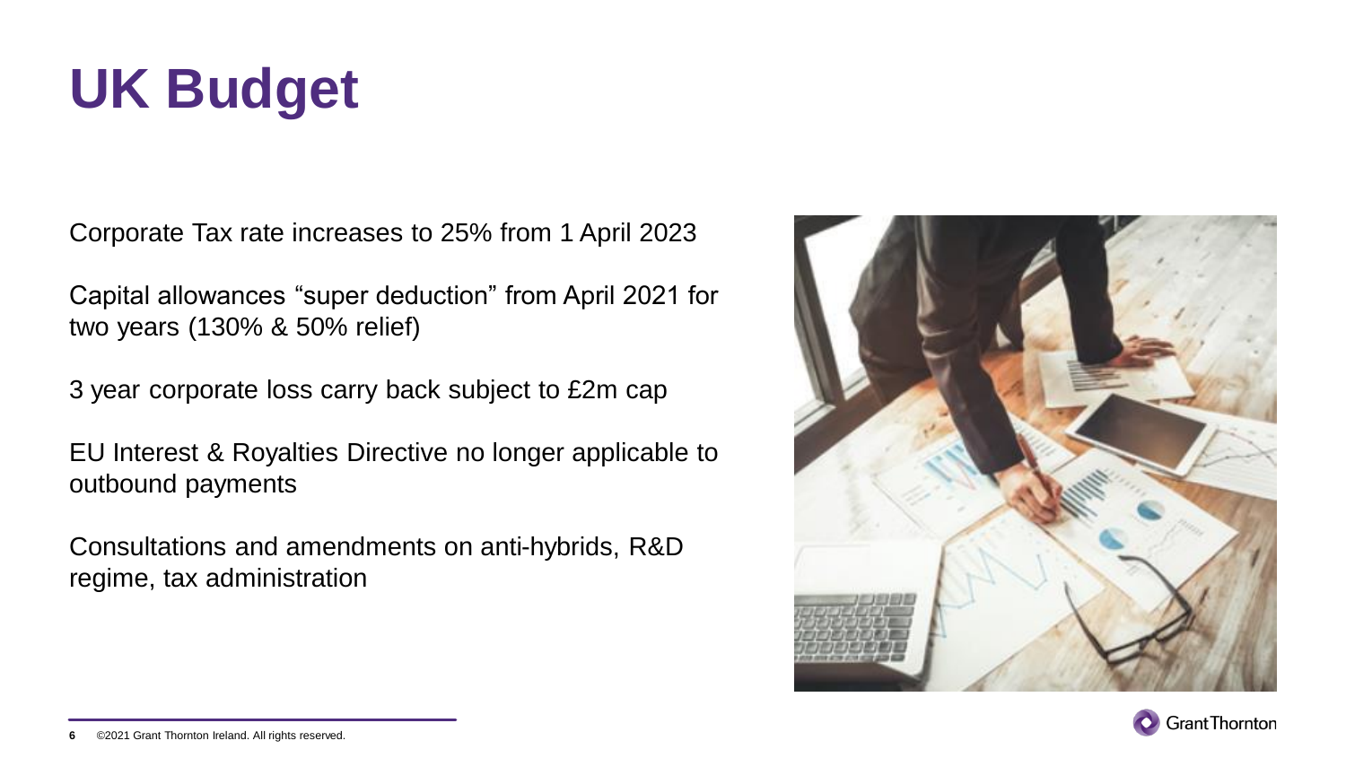# UK Budget

Corporate Tax rate increases to 25% from 1 April 2023

Capital allowances “super deduction” from April 2021 for two years (130% & 50% relief)

3 year corporate loss carry back subject to £2m cap

EU Interest & Royalties Directive no longer applicable to outbound payments

Consultations and amendments on anti-hybrids, R&D regime, tax administration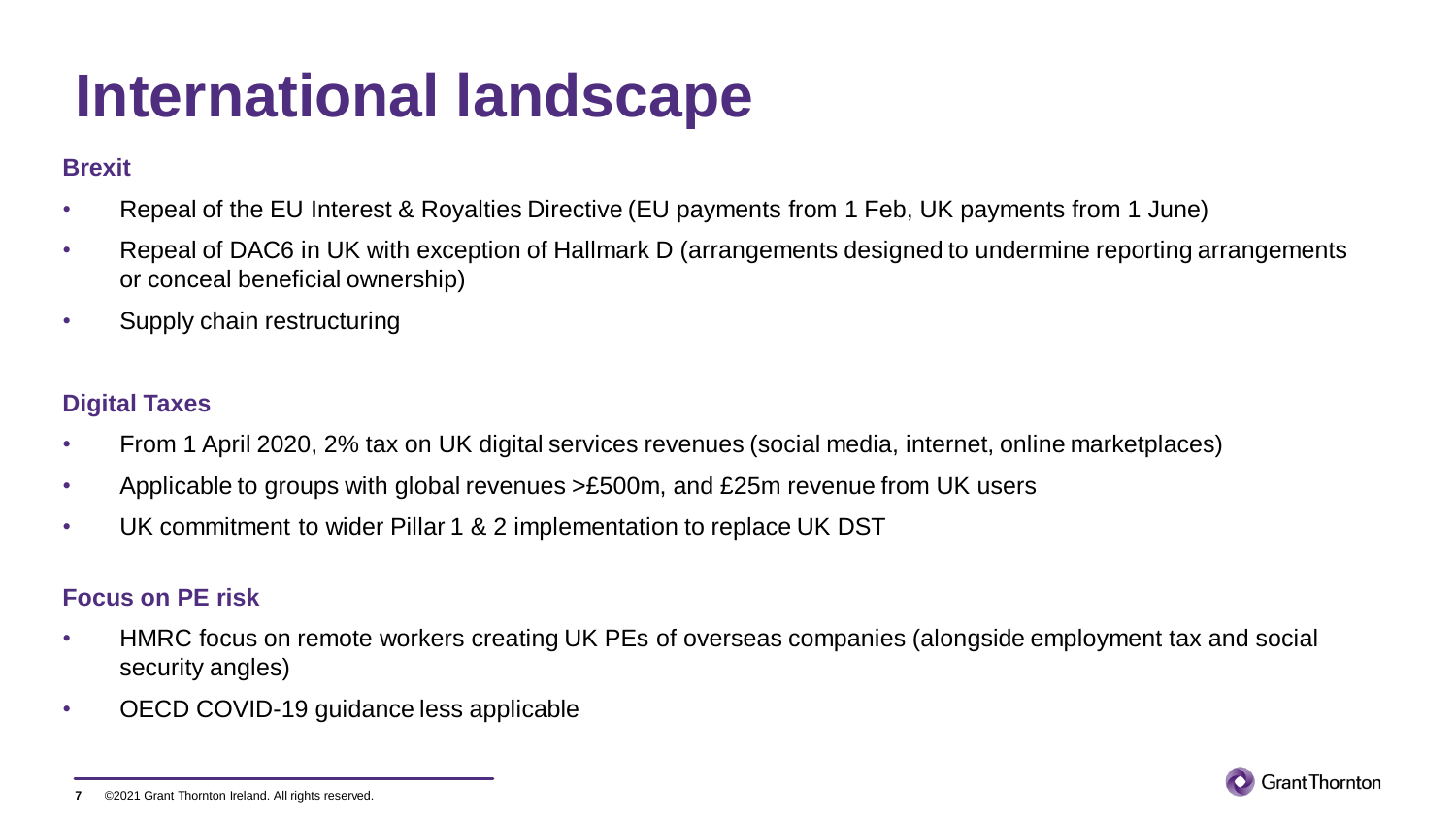# International landscape

### Brexit

- Repeal of the EU Interest & Royalties Directive (EU payments from 1 Feb, UK payments from 1 June)
- Repeal of DAC6 in UK with exception of Hallmark D (arrangements designed to undermine reporting arrangements or conceal beneficial ownership)
- Supply chain restructuring

### Digital Taxes

- From 1 April 2020, 2% tax on UK digital services revenues (social media, internet, online marketplaces)
- Applicable to groups with global revenues >£500m, and £25m revenue from UK users
- UK commitment to wider Pillar 1 & 2 implementation to replace UK DST

### Focus on PE risk

- HMRC focus on remote workers creating UK PEs of overseas companies (alongside employment tax and social security angles)
- OECD COVID-19 guidance less applicable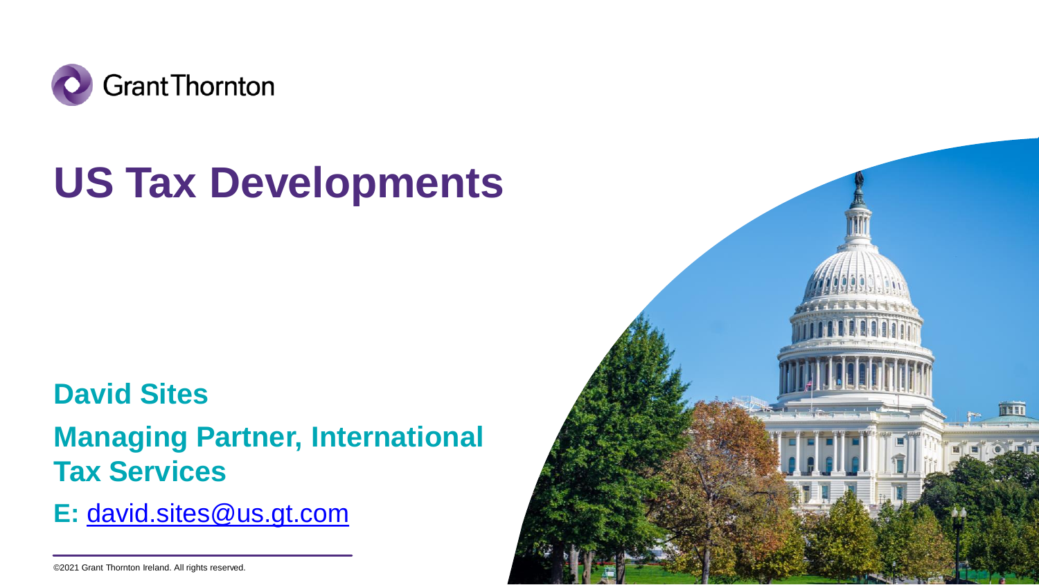Grant Thornton

# US Tax Developments

**David Sites**

**Managing Partner, International Tax Services**

**E:** david.sites@us.gt.com

©2021 Grant Thornton Ireland. All rights reserved.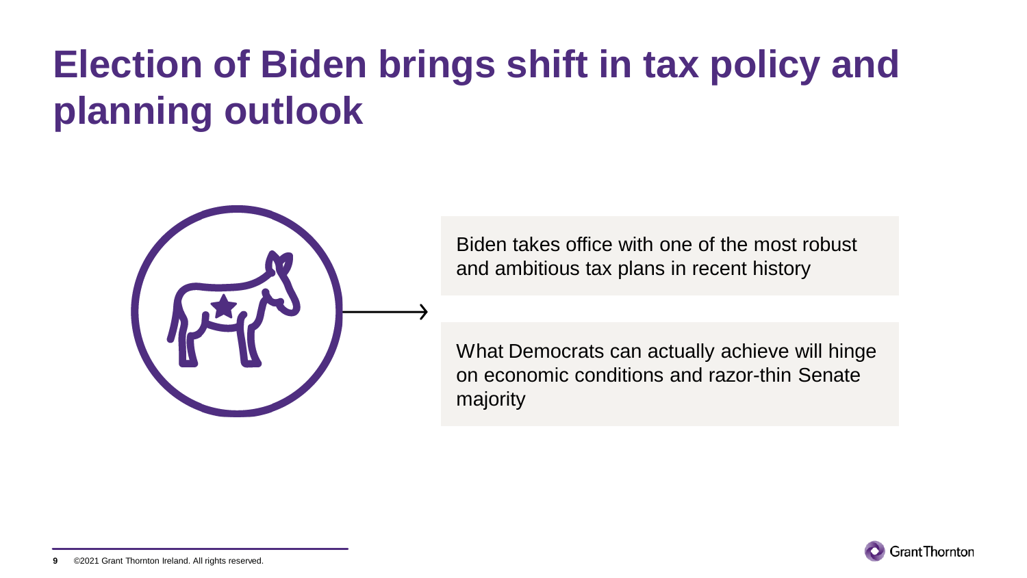# Election of Biden brings shift in tax policy and planning outlook

Biden takes office with one of the most robust and ambitious tax plans in recent history

What Democrats can actually achieve will hinge on economic conditions and razor-thin Senate majority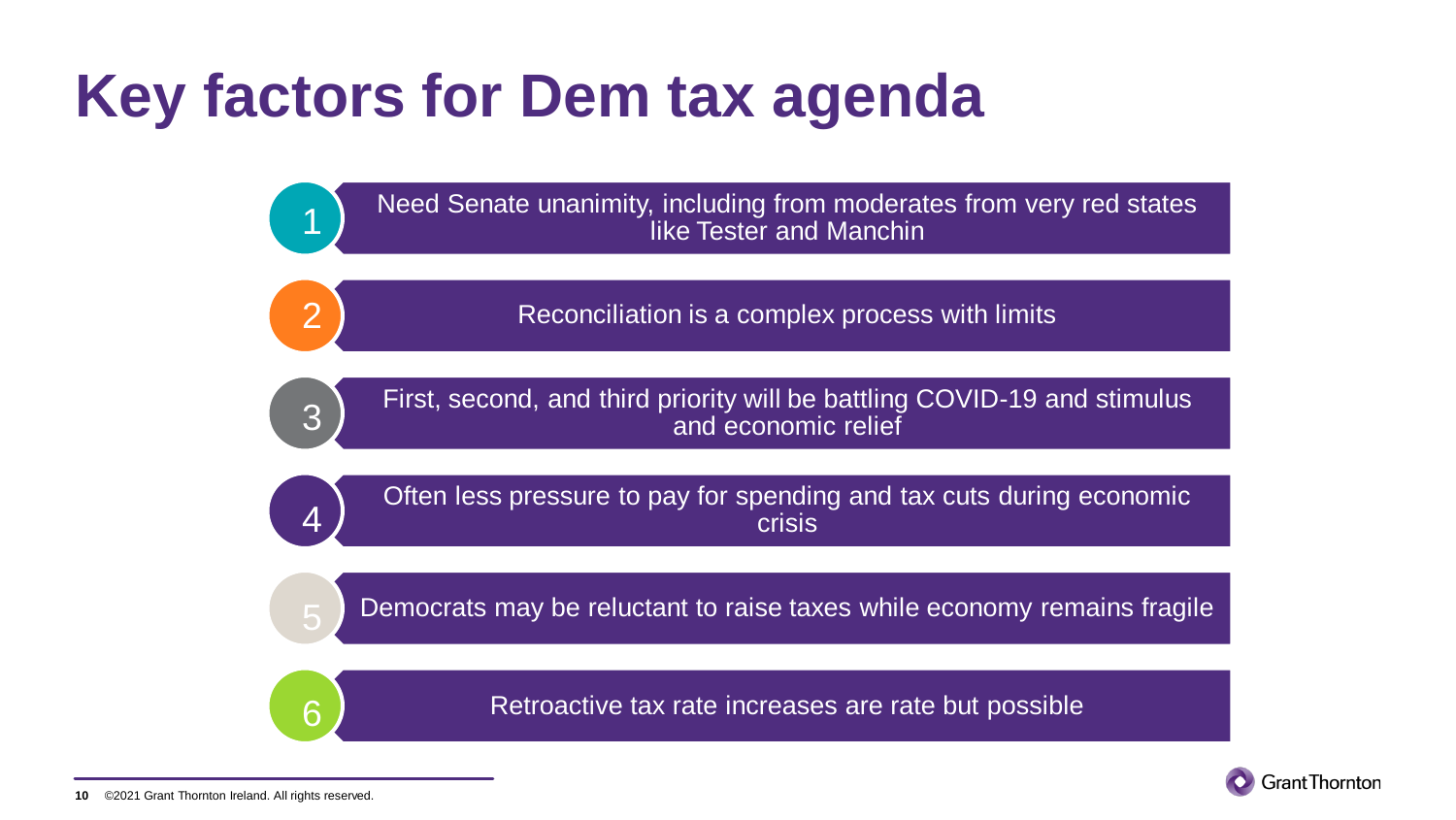# Key factors for Dem tax agenda

1. Need Senate unanimity, including from moderates from very red states like Tester and Manchin
2. Reconciliation is a complex process with limits
3. First, second, and third priority will be battling COVID-19 and stimulus and economic relief
4. Often less pressure to pay for spending and tax cuts during economic crisis
5. Democrats may be reluctant to raise taxes while economy remains fragile
6. Retroactive tax rate increases are rate but possible

©2021 Grant Thornton Ireland. All rights reserved.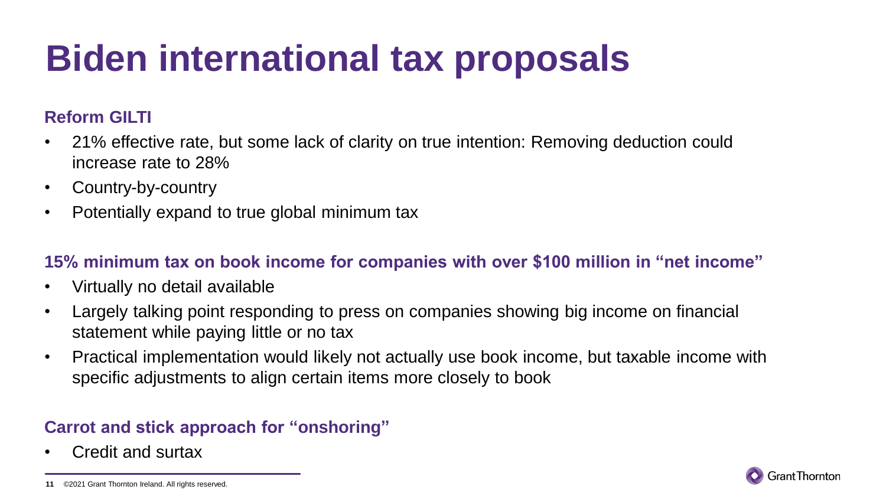# Biden international tax proposals

### Reform GILTI

- 21% effective rate, but some lack of clarity on true intention: Removing deduction could increase rate to 28%
- Country-by-country
- Potentially expand to true global minimum tax

### 15% minimum tax on book income for companies with over $100 million in "net income"

- Virtually no detail available
- Largely talking point responding to press on companies showing big income on financial statement while paying little or no tax
- Practical implementation would likely not actually use book income, but taxable income with specific adjustments to align certain items more closely to book

### Carrot and stick approach for "onshoring"

- Credit and surtax

©2021 Grant Thornton Ireland. All rights reserved.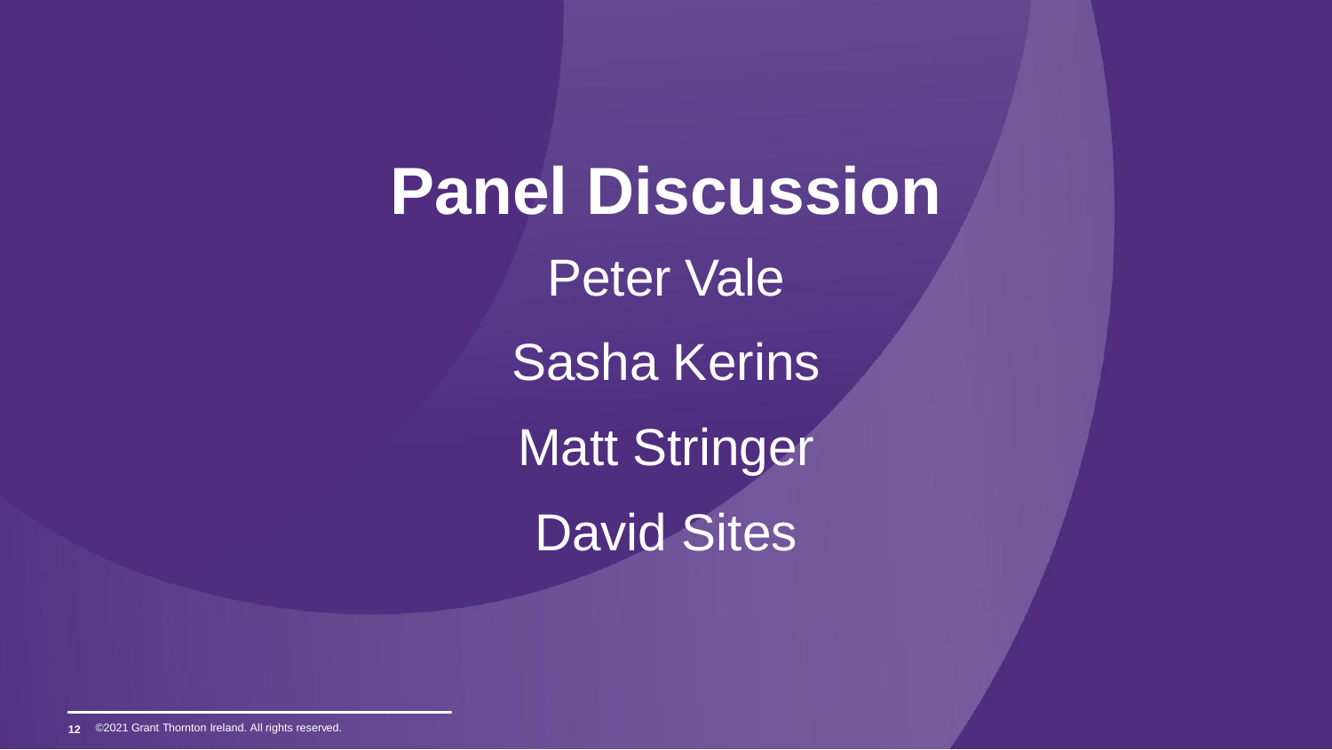# Panel Discussion

Peter Vale

Sasha Kerins

Matt Stringer

David Sites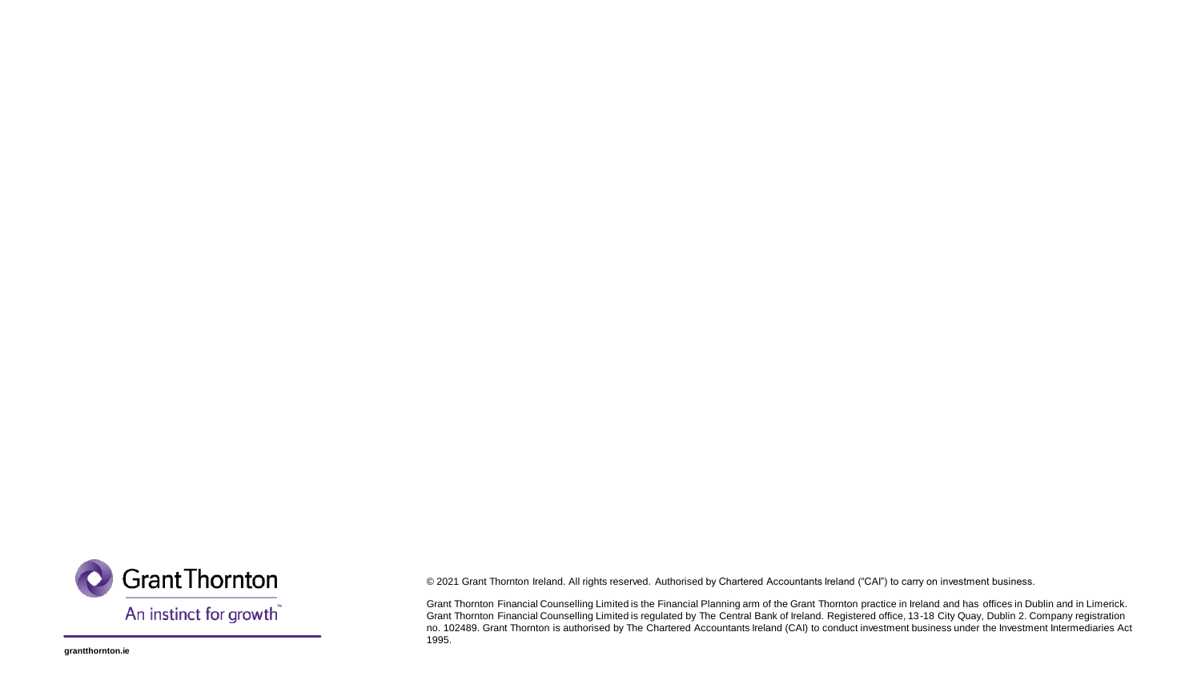Grant Thornton

An instinct for growth™

grantthornton.ie

© 2021 Grant Thornton Ireland. All rights reserved. Authorised by Chartered Accountants Ireland ("CAI") to carry on investment business.

Grant Thornton Financial Counselling Limited is the Financial Planning arm of the Grant Thornton practice in Ireland and has offices in Dublin and in Limerick. Grant Thornton Financial Counselling Limited is regulated by The Central Bank of Ireland. Registered office, 13-18 City Quay, Dublin 2. Company registration no. 102489. Grant Thornton is authorised by The Chartered Accountants Ireland (CAI) to conduct investment business under the Investment Intermediaries Act 1995.